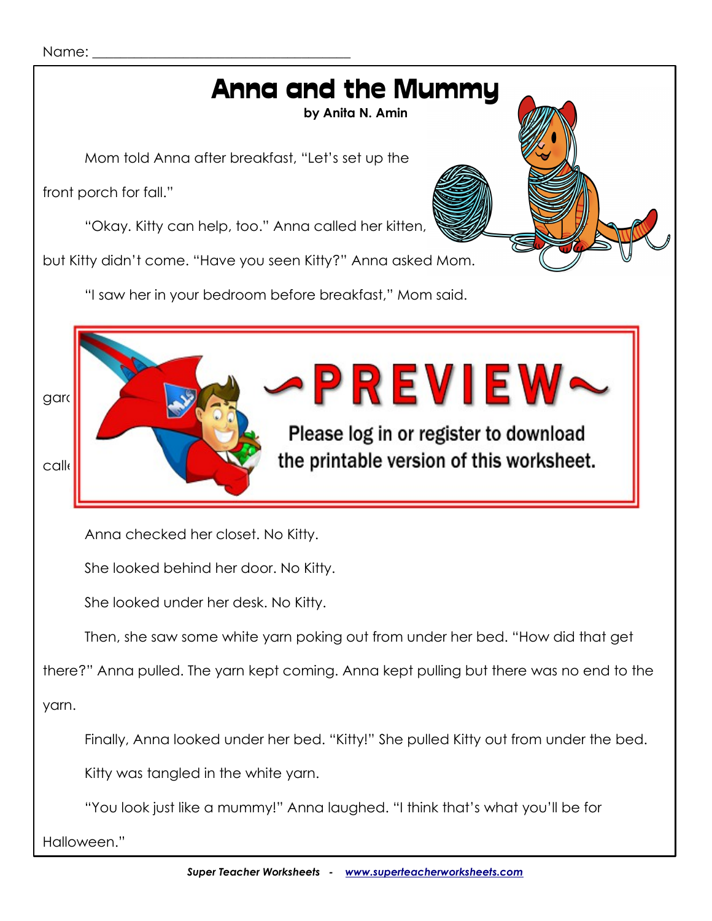Name: ___________________________________

# Anna and the Mummy

**by Anita N. Amin**

Mom told Anna after breakfast, "Let's set up the front porch for fall."

"Okay. Kitty can help, too." Anna called her kitten, but Kitty didn't come. "Have you seen Kitty?" Anna asked Mom.

"I saw her in your bedroom before breakfast," Mom said.

gard

calle

~PREVIEW~

Please log in or register to download the printable version of this worksheet.

Anna checked her closet. No Kitty.

She looked behind her door. No Kitty.

She looked under her desk. No Kitty.

Then, she saw some white yarn poking out from under her bed. "How did that get there?" Anna pulled. The yarn kept coming. Anna kept pulling but there was no end to the yarn.

Finally, Anna looked under her bed. "Kitty!" She pulled Kitty out from under the bed. Kitty was tangled in the white yarn.

"You look just like a mummy!" Anna laughed. "I think that's what you'll be for Halloween."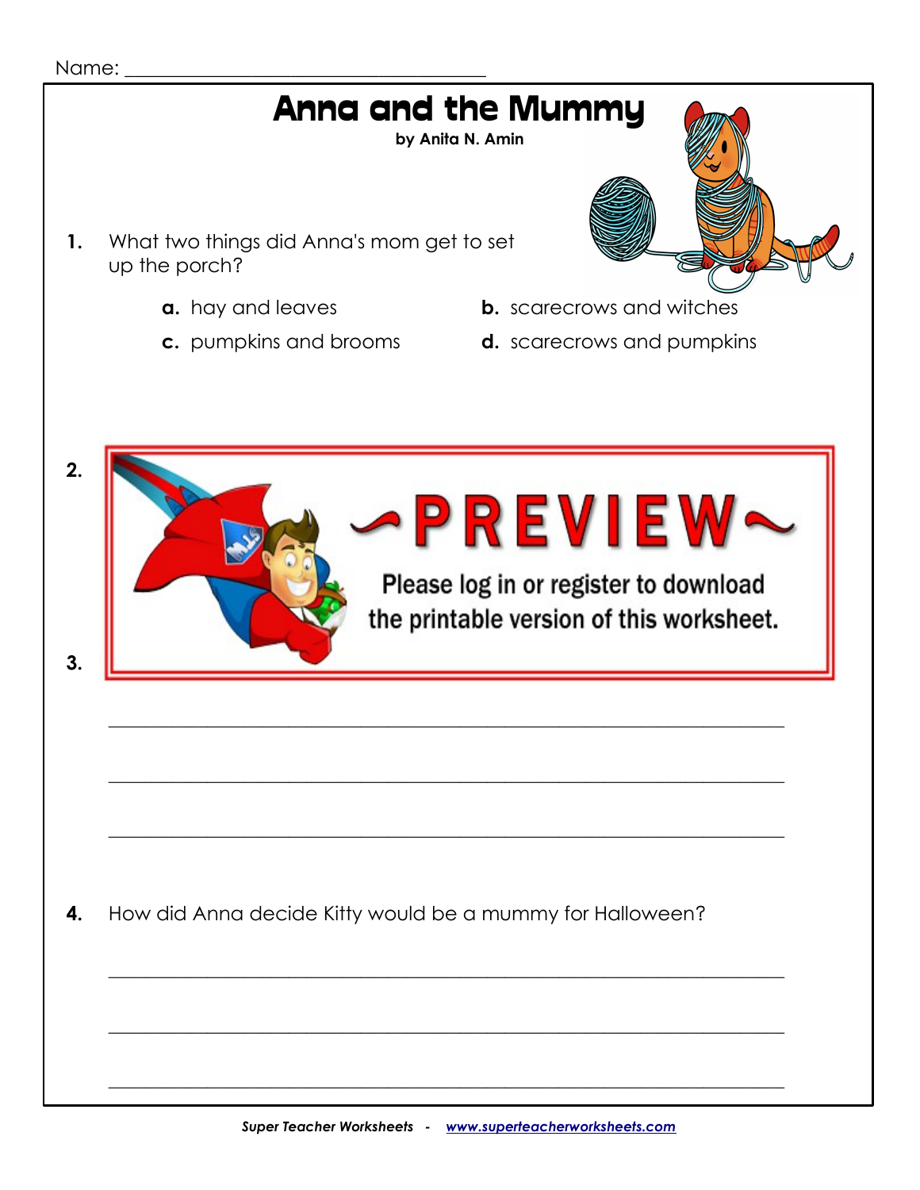Name: ___________________________________

# Anna and the Mummy

**by Anita N. Amin**

1. What two things did Anna's mom get to set up the porch?

   **a.** hay and leaves

   **b.** scarecrows and witches

   **c.** pumpkins and brooms

   **d.** scarecrows and pumpkins

2.

~PREVIEW~

Please log in or register to download the printable version of this worksheet.

3.

_______________________________________________________________

_______________________________________________________________

_______________________________________________________________

4. How did Anna decide Kitty would be a mummy for Halloween?

_______________________________________________________________

_______________________________________________________________

_______________________________________________________________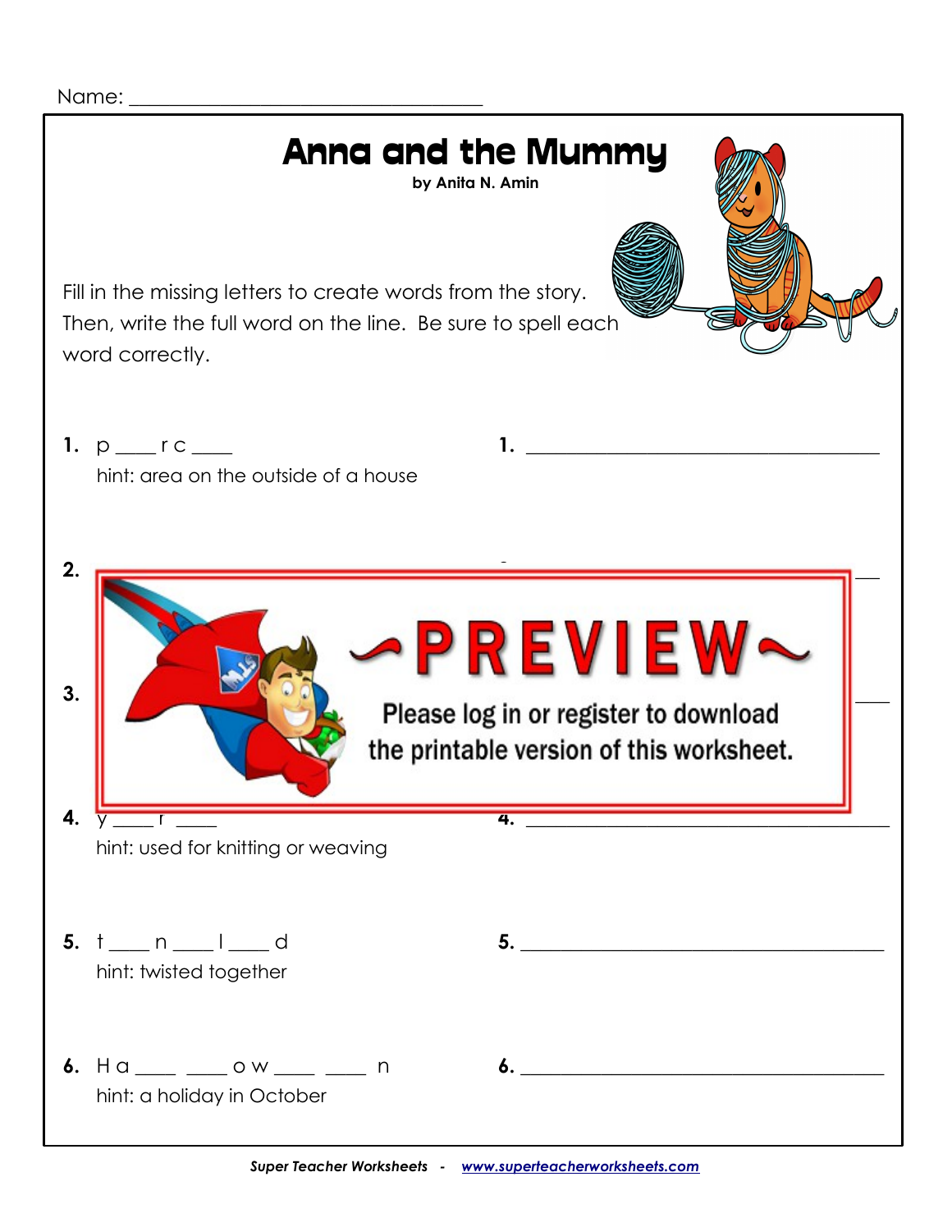Name: ___________________________________

# Anna and the Mummy

**by Anita N. Amin**

Fill in the missing letters to create words from the story. Then, write the full word on the line. Be sure to spell each word correctly.

**1.** p ___ r c ___ 
hint: area on the outside of a house

**1.** ___________________________________

**2.**

**3.**

**4.** y ___ r ___ 
hint: used for knitting or weaving

**4.** ___________________________________

**5.** t ___ n ___ l ___ d 
hint: twisted together

**5.** ___________________________________

**6.** H a ___ ___ o w ___ ___ n 
hint: a holiday in October

**6.** ___________________________________